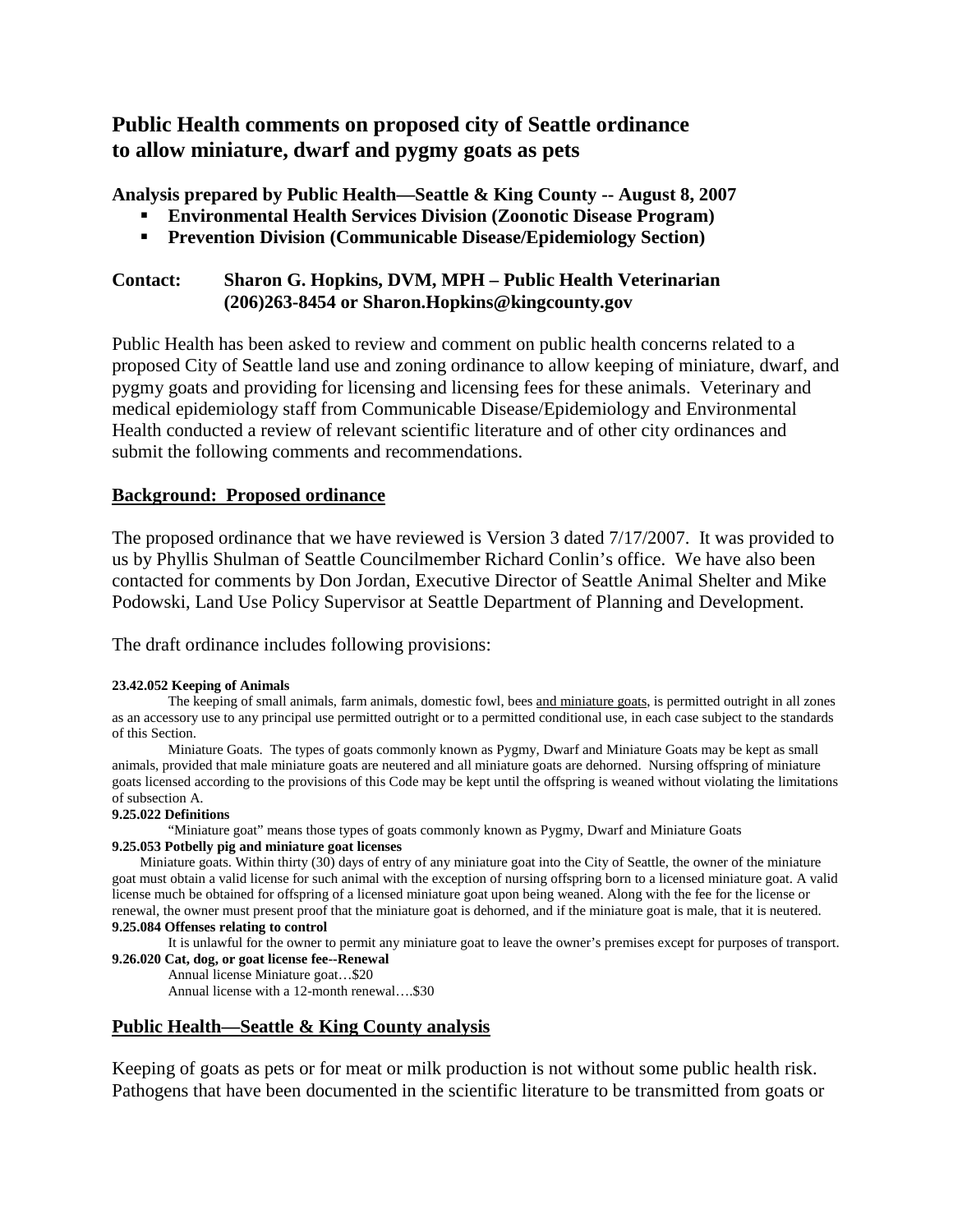# Public Health comments on proposed city of Seattle ordinance to allow miniature, dwarf and pygmy goats as pets

**Analysis prepared by Public Health—Seattle & King County -- August 8, 2007**

- **Environmental Health Services Division (Zoonotic Disease Program)**
- **Prevention Division (Communicable Disease/Epidemiology Section)**

**Contact:** **Sharon G. Hopkins, DVM, MPH – Public Health Veterinarian (206)263-8454 or Sharon.Hopkins@kingcounty.gov**

Public Health has been asked to review and comment on public health concerns related to a proposed City of Seattle land use and zoning ordinance to allow keeping of miniature, dwarf, and pygmy goats and providing for licensing and licensing fees for these animals. Veterinary and medical epidemiology staff from Communicable Disease/Epidemiology and Environmental Health conducted a review of relevant scientific literature and of other city ordinances and submit the following comments and recommendations.

## Background: Proposed ordinance

The proposed ordinance that we have reviewed is Version 3 dated 7/17/2007. It was provided to us by Phyllis Shulman of Seattle Councilmember Richard Conlin's office. We have also been contacted for comments by Don Jordan, Executive Director of Seattle Animal Shelter and Mike Podowski, Land Use Policy Supervisor at Seattle Department of Planning and Development.

The draft ordinance includes following provisions:

**23.42.052 Keeping of Animals**

The keeping of small animals, farm animals, domestic fowl, bees and miniature goats, is permitted outright in all zones as an accessory use to any principal use permitted outright or to a permitted conditional use, in each case subject to the standards of this Section.

Miniature Goats. The types of goats commonly known as Pygmy, Dwarf and Miniature Goats may be kept as small animals, provided that male miniature goats are neutered and all miniature goats are dehorned. Nursing offspring of miniature goats licensed according to the provisions of this Code may be kept until the offspring is weaned without violating the limitations of subsection A.

**9.25.022 Definitions**

"Miniature goat" means those types of goats commonly known as Pygmy, Dwarf and Miniature Goats

**9.25.053 Potbelly pig and miniature goat licenses**

Miniature goats. Within thirty (30) days of entry of any miniature goat into the City of Seattle, the owner of the miniature goat must obtain a valid license for such animal with the exception of nursing offspring born to a licensed miniature goat. A valid license much be obtained for offspring of a licensed miniature goat upon being weaned. Along with the fee for the license or renewal, the owner must present proof that the miniature goat is dehorned, and if the miniature goat is male, that it is neutered.

**9.25.084 Offenses relating to control**

It is unlawful for the owner to permit any miniature goat to leave the owner's premises except for purposes of transport.

**9.26.020 Cat, dog, or goat license fee--Renewal**

Annual license Miniature goat…$20

Annual license with a 12-month renewal….$30

## Public Health—Seattle & King County analysis

Keeping of goats as pets or for meat or milk production is not without some public health risk. Pathogens that have been documented in the scientific literature to be transmitted from goats or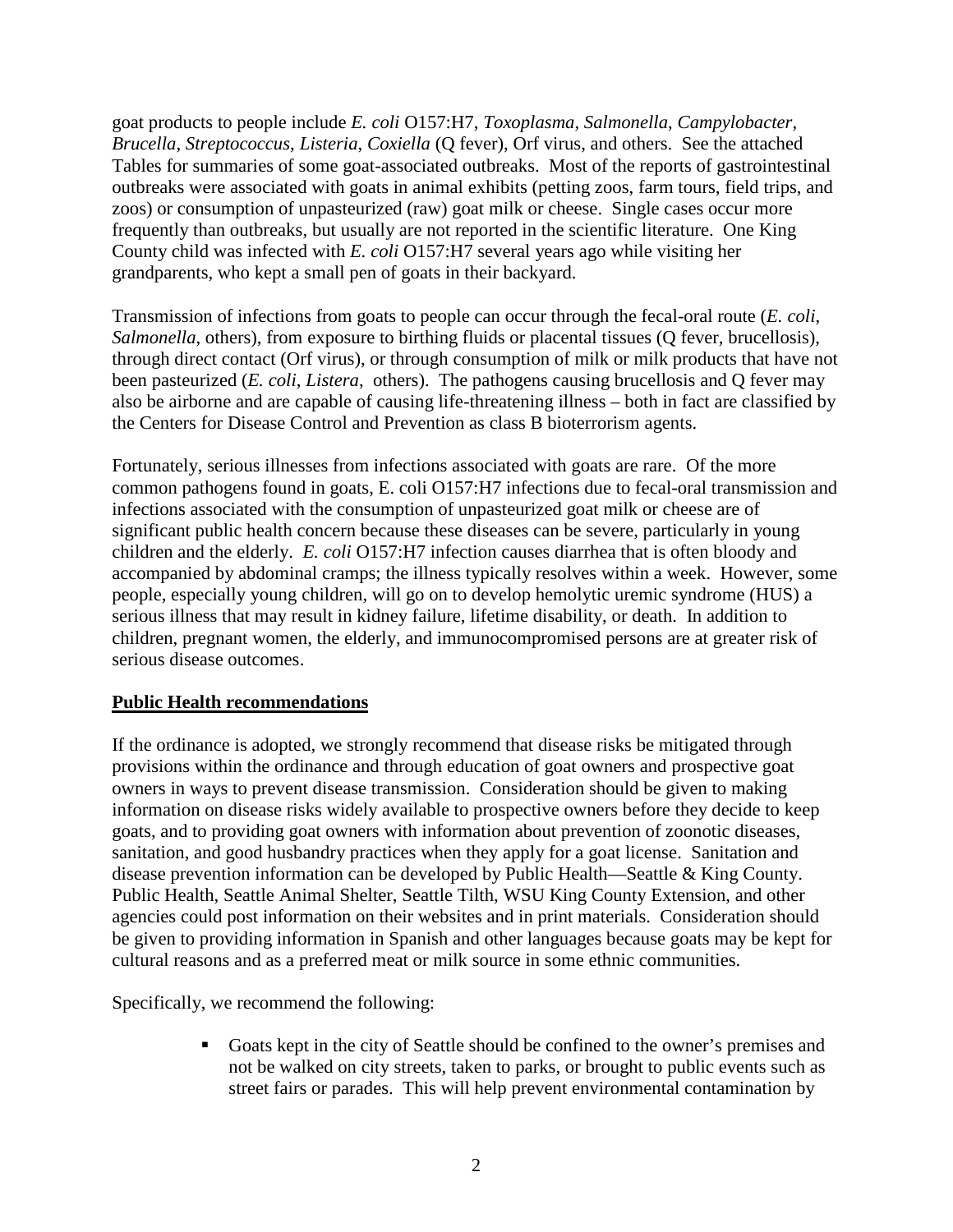goat products to people include *E. coli* O157:H7, *Toxoplasma*, *Salmonella*, *Campylobacter*, *Brucella*, *Streptococcus*, *Listeria*, *Coxiella* (Q fever), Orf virus, and others. See the attached Tables for summaries of some goat-associated outbreaks. Most of the reports of gastrointestinal outbreaks were associated with goats in animal exhibits (petting zoos, farm tours, field trips, and zoos) or consumption of unpasteurized (raw) goat milk or cheese. Single cases occur more frequently than outbreaks, but usually are not reported in the scientific literature. One King County child was infected with *E. coli* O157:H7 several years ago while visiting her grandparents, who kept a small pen of goats in their backyard.

Transmission of infections from goats to people can occur through the fecal-oral route (*E. coli*, *Salmonella*, others), from exposure to birthing fluids or placental tissues (Q fever, brucellosis), through direct contact (Orf virus), or through consumption of milk or milk products that have not been pasteurized (*E. coli*, *Listera*, others). The pathogens causing brucellosis and Q fever may also be airborne and are capable of causing life-threatening illness – both in fact are classified by the Centers for Disease Control and Prevention as class B bioterrorism agents.

Fortunately, serious illnesses from infections associated with goats are rare. Of the more common pathogens found in goats, E. coli O157:H7 infections due to fecal-oral transmission and infections associated with the consumption of unpasteurized goat milk or cheese are of significant public health concern because these diseases can be severe, particularly in young children and the elderly. *E. coli* O157:H7 infection causes diarrhea that is often bloody and accompanied by abdominal cramps; the illness typically resolves within a week. However, some people, especially young children, will go on to develop hemolytic uremic syndrome (HUS) a serious illness that may result in kidney failure, lifetime disability, or death. In addition to children, pregnant women, the elderly, and immunocompromised persons are at greater risk of serious disease outcomes.

**Public Health recommendations**

If the ordinance is adopted, we strongly recommend that disease risks be mitigated through provisions within the ordinance and through education of goat owners and prospective goat owners in ways to prevent disease transmission. Consideration should be given to making information on disease risks widely available to prospective owners before they decide to keep goats, and to providing goat owners with information about prevention of zoonotic diseases, sanitation, and good husbandry practices when they apply for a goat license. Sanitation and disease prevention information can be developed by Public Health—Seattle & King County. Public Health, Seattle Animal Shelter, Seattle Tilth, WSU King County Extension, and other agencies could post information on their websites and in print materials. Consideration should be given to providing information in Spanish and other languages because goats may be kept for cultural reasons and as a preferred meat or milk source in some ethnic communities.

Specifically, we recommend the following:

- Goats kept in the city of Seattle should be confined to the owner's premises and not be walked on city streets, taken to parks, or brought to public events such as street fairs or parades. This will help prevent environmental contamination by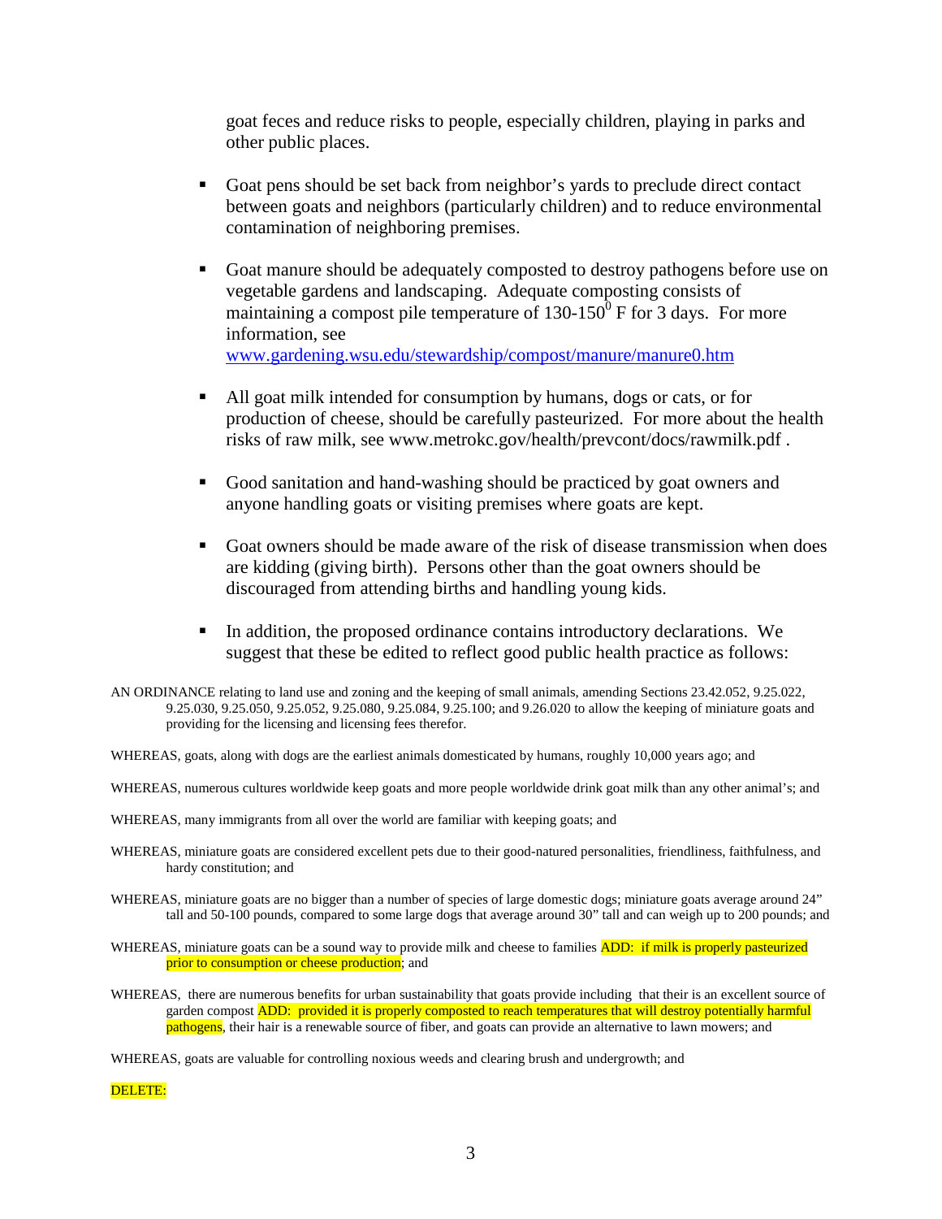goat feces and reduce risks to people, especially children, playing in parks and other public places.

- Goat pens should be set back from neighbor's yards to preclude direct contact between goats and neighbors (particularly children) and to reduce environmental contamination of neighboring premises.

- Goat manure should be adequately composted to destroy pathogens before use on vegetable gardens and landscaping. Adequate composting consists of maintaining a compost pile temperature of 130-150$^0$ F for 3 days. For more information, see www.gardening.wsu.edu/stewardship/compost/manure/manure0.htm

- All goat milk intended for consumption by humans, dogs or cats, or for production of cheese, should be carefully pasteurized. For more about the health risks of raw milk, see www.metrokc.gov/health/prevcont/docs/rawmilk.pdf .

- Good sanitation and hand-washing should be practiced by goat owners and anyone handling goats or visiting premises where goats are kept.

- Goat owners should be made aware of the risk of disease transmission when does are kidding (giving birth). Persons other than the goat owners should be discouraged from attending births and handling young kids.

- In addition, the proposed ordinance contains introductory declarations. We suggest that these be edited to reflect good public health practice as follows:

AN ORDINANCE relating to land use and zoning and the keeping of small animals, amending Sections 23.42.052, 9.25.022, 9.25.030, 9.25.050, 9.25.052, 9.25.080, 9.25.084, 9.25.100; and 9.26.020 to allow the keeping of miniature goats and providing for the licensing and licensing fees therefor.

WHEREAS, goats, along with dogs are the earliest animals domesticated by humans, roughly 10,000 years ago; and

WHEREAS, numerous cultures worldwide keep goats and more people worldwide drink goat milk than any other animal's; and

WHEREAS, many immigrants from all over the world are familiar with keeping goats; and

WHEREAS, miniature goats are considered excellent pets due to their good-natured personalities, friendliness, faithfulness, and hardy constitution; and

WHEREAS, miniature goats are no bigger than a number of species of large domestic dogs; miniature goats average around 24" tall and 50-100 pounds, compared to some large dogs that average around 30" tall and can weigh up to 200 pounds; and

WHEREAS, miniature goats can be a sound way to provide milk and cheese to families ADD: if milk is properly pasteurized prior to consumption or cheese production; and

WHEREAS, there are numerous benefits for urban sustainability that goats provide including that their is an excellent source of garden compost ADD: provided it is properly composted to reach temperatures that will destroy potentially harmful pathogens, their hair is a renewable source of fiber, and goats can provide an alternative to lawn mowers; and

WHEREAS, goats are valuable for controlling noxious weeds and clearing brush and undergrowth; and

DELETE: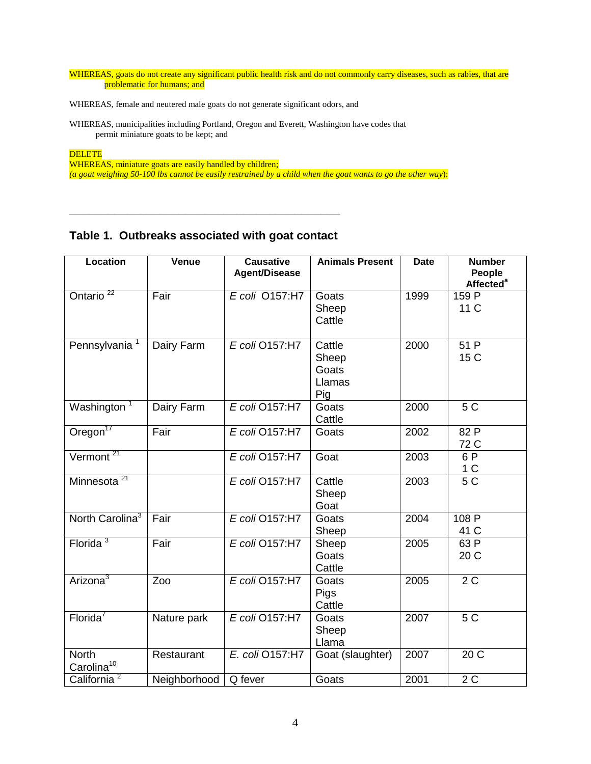WHEREAS, goats do not create any significant public health risk and do not commonly carry diseases, such as rabies, that are problematic for humans; and

WHEREAS, female and neutered male goats do not generate significant odors, and

WHEREAS, municipalities including Portland, Oregon and Everett, Washington have codes that permit miniature goats to be kept; and

DELETE
WHEREAS, miniature goats are easily handled by children;
*(a goat weighing 50-100 lbs cannot be easily restrained by a child when the goat wants to go the other way)*:

---

## Table 1. Outbreaks associated with goat contact

| Location | Venue | Causative Agent/Disease | Animals Present | Date | Number People Affected[a] |
|---|---|---|---|---|---|
| Ontario [22] | Fair | *E coli* O157:H7 | Goats<br>Sheep<br>Cattle | 1999 | 159 P<br>11 C |
| Pennsylvania [1] | Dairy Farm | *E coli* O157:H7 | Cattle<br>Sheep<br>Goats<br>Llamas<br>Pig | 2000 | 51 P<br>15 C |
| Washington [1] | Dairy Farm | *E coli* O157:H7 | Goats<br>Cattle | 2000 | 5 C |
| Oregon[17] | Fair | *E coli* O157:H7 | Goats | 2002 | 82 P<br>72 C |
| Vermont [21] | | *E coli* O157:H7 | Goat | 2003 | 6 P<br>1 C |
| Minnesota [21] | | *E coli* O157:H7 | Cattle<br>Sheep<br>Goat | 2003 | 5 C |
| North Carolina[3] | Fair | *E coli* O157:H7 | Goats<br>Sheep | 2004 | 108 P<br>41 C |
| Florida [3] | Fair | *E coli* O157:H7 | Sheep<br>Goats<br>Cattle | 2005 | 63 P<br>20 C |
| Arizona[3] | Zoo | *E coli* O157:H7 | Goats<br>Pigs<br>Cattle | 2005 | 2 C |
| Florida[7] | Nature park | *E coli* O157:H7 | Goats<br>Sheep<br>Llama | 2007 | 5 C |
| North Carolina[10] | Restaurant | *E. coli* O157:H7 | Goat (slaughter) | 2007 | 20 C |
| California [2] | Neighborhood | Q fever | Goats | 2001 | 2 C |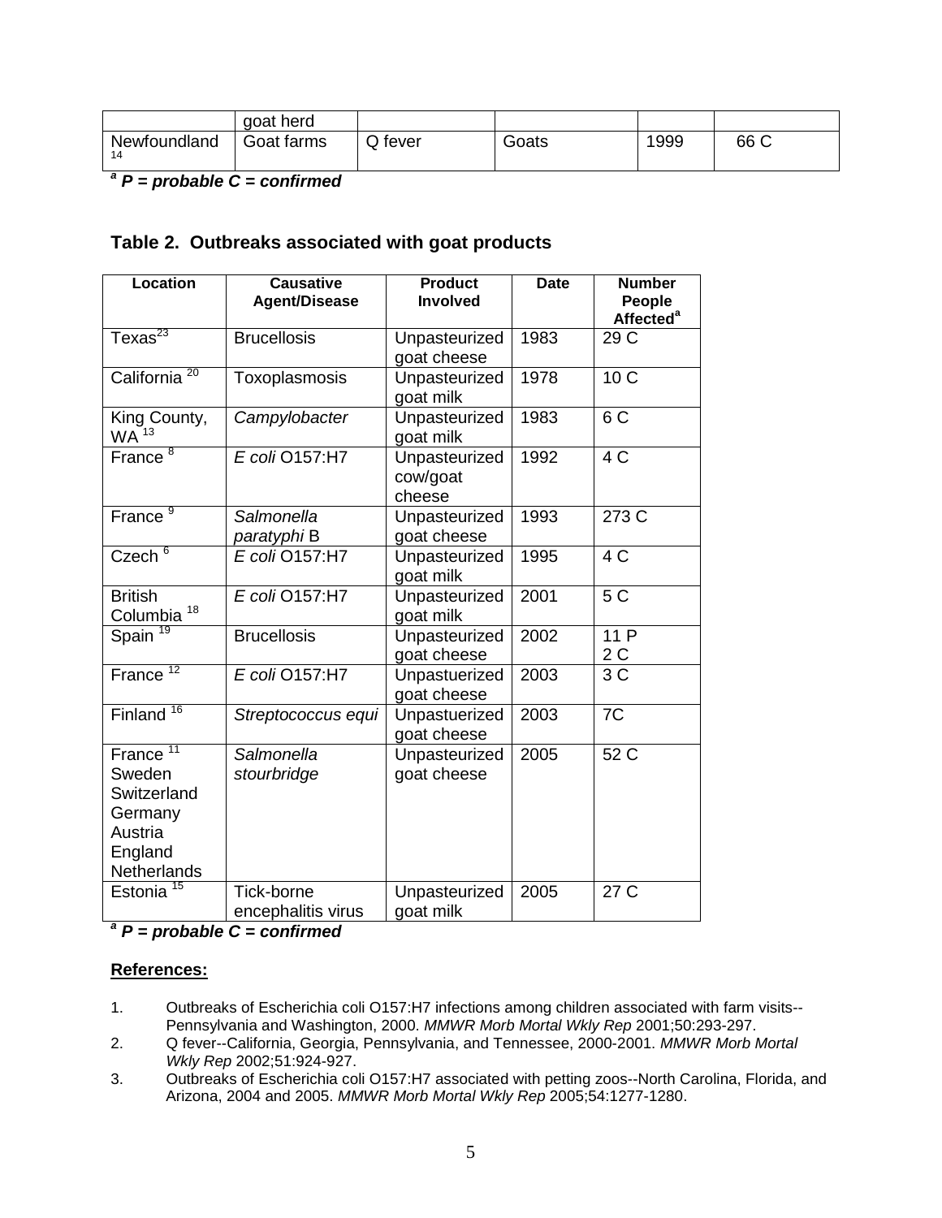| | goat herd | | | | |
|---|---|---|---|---|---|
| Newfoundland [14] | Goat farms | Q fever | Goats | 1999 | 66 C |

***[a] P = probable C = confirmed***

### Table 2. Outbreaks associated with goat products

| Location | Causative Agent/Disease | Product Involved | Date | Number People Affected[a] |
|---|---|---|---|---|
| Texas[23] | Brucellosis | Unpasteurized goat cheese | 1983 | 29 C |
| California [20] | Toxoplasmosis | Unpasteurized goat milk | 1978 | 10 C |
| King County, WA [13] | *Campylobacter* | Unpasteurized goat milk | 1983 | 6 C |
| France [8] | *E coli* O157:H7 | Unpasteurized cow/goat cheese | 1992 | 4 C |
| France [9] | *Salmonella paratyphi* B | Unpasteurized goat cheese | 1993 | 273 C |
| Czech [6] | *E coli* O157:H7 | Unpasteurized goat milk | 1995 | 4 C |
| British Columbia [18] | *E coli* O157:H7 | Unpasteurized goat milk | 2001 | 5 C |
| Spain [19] | Brucellosis | Unpasteurized goat cheese | 2002 | 11 P<br>2 C |
| France [12] | *E coli* O157:H7 | Unpastuerized goat cheese | 2003 | 3 C |
| Finland [16] | *Streptococcus equi* | Unpastuerized goat cheese | 2003 | 7C |
| France [11]<br>Sweden<br>Switzerland<br>Germany<br>Austria<br>England<br>Netherlands | *Salmonella stourbridge* | Unpasteurized goat cheese | 2005 | 52 C |
| Estonia [15] | Tick-borne encephalitis virus | Unpasteurized goat milk | 2005 | 27 C |

***[a] P = probable C = confirmed***

**References:**

1. Outbreaks of Escherichia coli O157:H7 infections among children associated with farm visits--Pennsylvania and Washington, 2000. *MMWR Morb Mortal Wkly Rep* 2001;50:293-297.
2. Q fever--California, Georgia, Pennsylvania, and Tennessee, 2000-2001. *MMWR Morb Mortal Wkly Rep* 2002;51:924-927.
3. Outbreaks of Escherichia coli O157:H7 associated with petting zoos--North Carolina, Florida, and Arizona, 2004 and 2005. *MMWR Morb Mortal Wkly Rep* 2005;54:1277-1280.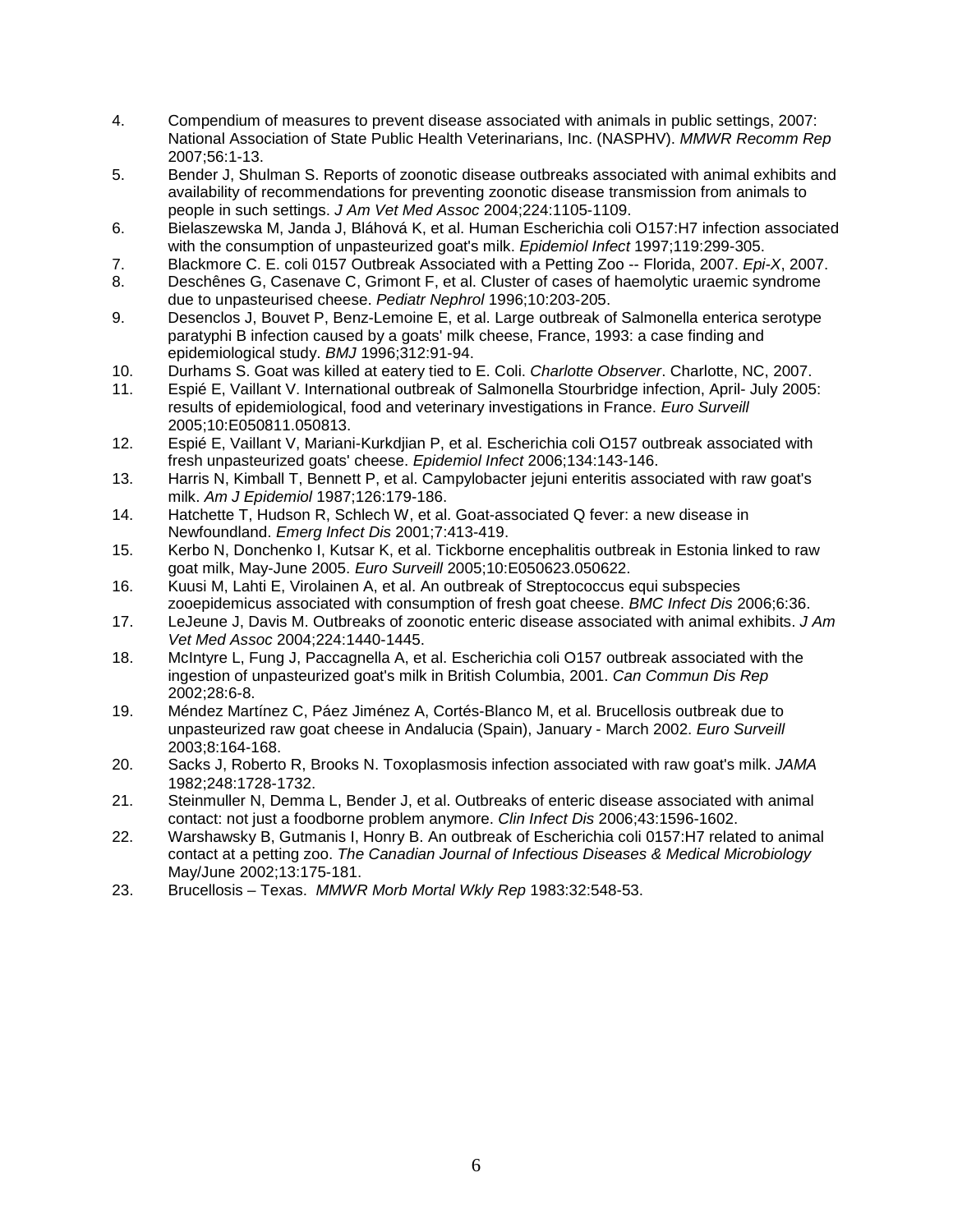4. Compendium of measures to prevent disease associated with animals in public settings, 2007: National Association of State Public Health Veterinarians, Inc. (NASPHV). *MMWR Recomm Rep* 2007;56:1-13.
5. Bender J, Shulman S. Reports of zoonotic disease outbreaks associated with animal exhibits and availability of recommendations for preventing zoonotic disease transmission from animals to people in such settings. *J Am Vet Med Assoc* 2004;224:1105-1109.
6. Bielaszewska M, Janda J, Bláhová K, et al. Human Escherichia coli O157:H7 infection associated with the consumption of unpasteurized goat's milk. *Epidemiol Infect* 1997;119:299-305.
7. Blackmore C. E. coli 0157 Outbreak Associated with a Petting Zoo -- Florida, 2007. *Epi-X*, 2007.
8. Deschênes G, Casenave C, Grimont F, et al. Cluster of cases of haemolytic uraemic syndrome due to unpasteurised cheese. *Pediatr Nephrol* 1996;10:203-205.
9. Desenclos J, Bouvet P, Benz-Lemoine E, et al. Large outbreak of Salmonella enterica serotype paratyphi B infection caused by a goats' milk cheese, France, 1993: a case finding and epidemiological study. *BMJ* 1996;312:91-94.
10. Durhams S. Goat was killed at eatery tied to E. Coli. *Charlotte Observer*. Charlotte, NC, 2007.
11. Espié E, Vaillant V. International outbreak of Salmonella Stourbridge infection, April- July 2005: results of epidemiological, food and veterinary investigations in France. *Euro Surveill* 2005;10:E050811.050813.
12. Espié E, Vaillant V, Mariani-Kurkdjian P, et al. Escherichia coli O157 outbreak associated with fresh unpasteurized goats' cheese. *Epidemiol Infect* 2006;134:143-146.
13. Harris N, Kimball T, Bennett P, et al. Campylobacter jejuni enteritis associated with raw goat's milk. *Am J Epidemiol* 1987;126:179-186.
14. Hatchette T, Hudson R, Schlech W, et al. Goat-associated Q fever: a new disease in Newfoundland. *Emerg Infect Dis* 2001;7:413-419.
15. Kerbo N, Donchenko I, Kutsar K, et al. Tickborne encephalitis outbreak in Estonia linked to raw goat milk, May-June 2005. *Euro Surveill* 2005;10:E050623.050622.
16. Kuusi M, Lahti E, Virolainen A, et al. An outbreak of Streptococcus equi subspecies zooepidemicus associated with consumption of fresh goat cheese. *BMC Infect Dis* 2006;6:36.
17. LeJeune J, Davis M. Outbreaks of zoonotic enteric disease associated with animal exhibits. *J Am Vet Med Assoc* 2004;224:1440-1445.
18. McIntyre L, Fung J, Paccagnella A, et al. Escherichia coli O157 outbreak associated with the ingestion of unpasteurized goat's milk in British Columbia, 2001. *Can Commun Dis Rep* 2002;28:6-8.
19. Méndez Martínez C, Páez Jiménez A, Cortés-Blanco M, et al. Brucellosis outbreak due to unpasteurized raw goat cheese in Andalucia (Spain), January - March 2002. *Euro Surveill* 2003;8:164-168.
20. Sacks J, Roberto R, Brooks N. Toxoplasmosis infection associated with raw goat's milk. *JAMA* 1982;248:1728-1732.
21. Steinmuller N, Demma L, Bender J, et al. Outbreaks of enteric disease associated with animal contact: not just a foodborne problem anymore. *Clin Infect Dis* 2006;43:1596-1602.
22. Warshawsky B, Gutmanis I, Honry B. An outbreak of Escherichia coli 0157:H7 related to animal contact at a petting zoo. *The Canadian Journal of Infectious Diseases & Medical Microbiology* May/June 2002;13:175-181.
23. Brucellosis – Texas. *MMWR Morb Mortal Wkly Rep* 1983:32:548-53.